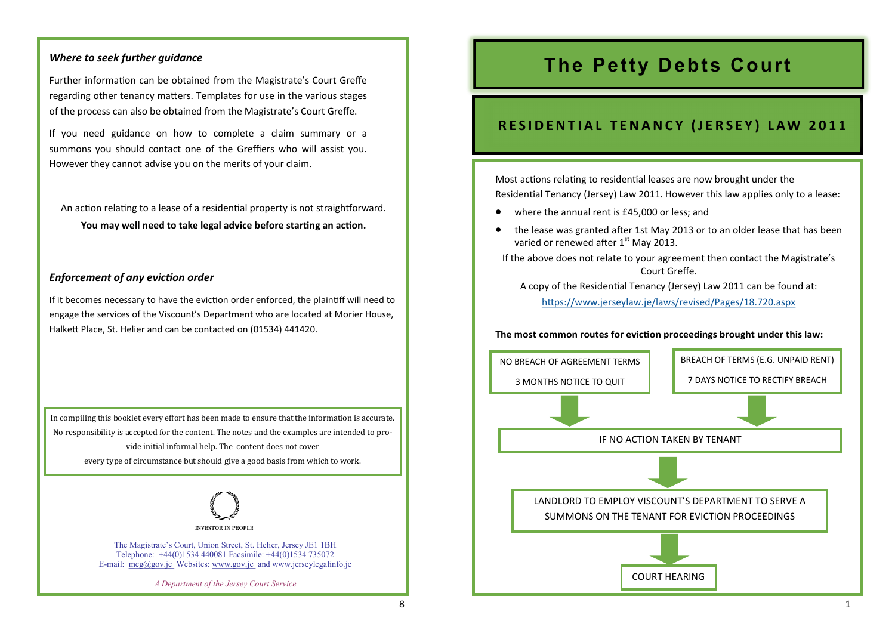## Where to seek further guidance

Further information can be obtained from the Magistrate's Court Greffe regarding other tenancy matters. Templates for use in the various stages of the process can also be obtained from the Magistrate's Court Greffe.

If you need guidance on how to complete a claim summary or a summons you should contact one of the Greffiers who will assist you. However they cannot advise you on the merits of your claim.

An action relating to a lease of a residential property is not straightforward.

**You may well need to take legal advice before starting an action.**

## Enforcement of any eviction order

If it becomes necessary to have the eviction order enforced, the plaintiff will need to engage the services of the Viscount's Department who are located at Morier House, Halkett Place, St. Helier and can be contacted on (01534) 441420.

In compiling this booklet every effort has been made to ensure that the information is accurate. No responsibility is accepted for the content. The notes and the examples are intended to provide initial informal help. The content does not cover every type of circumstance but should give a good basis from which to work.

INVESTOR IN PEOPLE

The Magistrate's Court, Union Street, St. Helier, Jersey JE1 1BH
Telephone: +44(0)1534 440081 Facsimile: +44(0)1534 735072
E-mail: mcg@gov.je Websites: www.gov.je and www.jerseylegalinfo.je

*A Department of the Jersey Court Service*

# The Petty Debts Court

## RESIDENTIAL TENANCY (JERSEY) LAW 2011

Most actions relating to residential leases are now brought under the Residential Tenancy (Jersey) Law 2011. However this law applies only to a lease:

- where the annual rent is £45,000 or less; and
- the lease was granted after 1st May 2013 or to an older lease that has been varied or renewed after 1st May 2013.

If the above does not relate to your agreement then contact the Magistrate's Court Greffe.

A copy of the Residential Tenancy (Jersey) Law 2011 can be found at:

https://www.jerseylaw.je/laws/revised/Pages/18.720.aspx

**The most common routes for eviction proceedings brought under this law:**

NO BREACH OF AGREEMENT TERMS
3 MONTHS NOTICE TO QUIT

BREACH OF TERMS (E.G. UNPAID RENT)
7 DAYS NOTICE TO RECTIFY BREACH

↓

IF NO ACTION TAKEN BY TENANT

↓

LANDLORD TO EMPLOY VISCOUNT'S DEPARTMENT TO SERVE A SUMMONS ON THE TENANT FOR EVICTION PROCEEDINGS

↓

COURT HEARING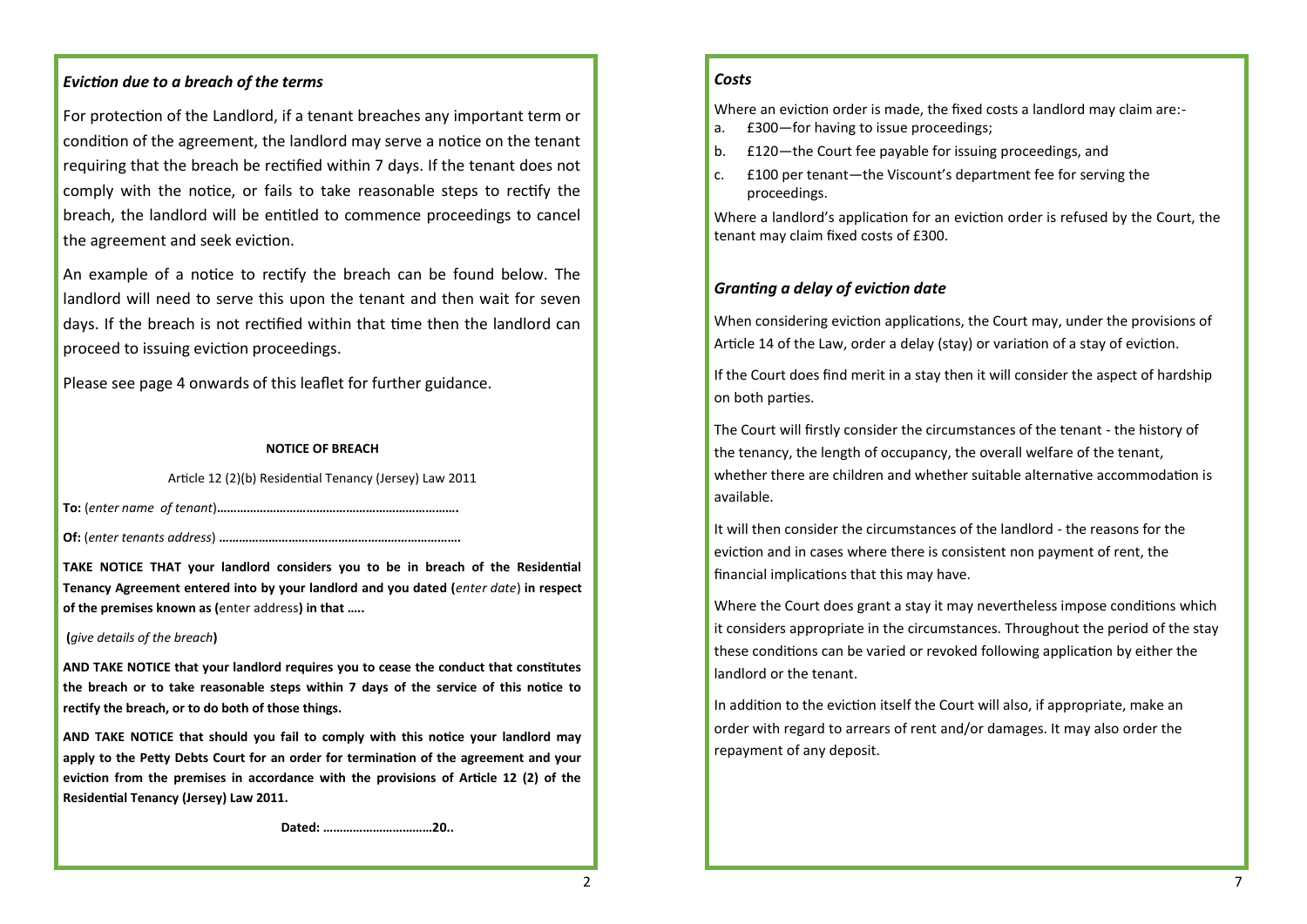### *Eviction due to a breach of the terms*

For protection of the Landlord, if a tenant breaches any important term or condition of the agreement, the landlord may serve a notice on the tenant requiring that the breach be rectified within 7 days. If the tenant does not comply with the notice, or fails to take reasonable steps to rectify the breach, the landlord will be entitled to commence proceedings to cancel the agreement and seek eviction.

An example of a notice to rectify the breach can be found below. The landlord will need to serve this upon the tenant and then wait for seven days. If the breach is not rectified within that time then the landlord can proceed to issuing eviction proceedings.

Please see page 4 onwards of this leaflet for further guidance.

**NOTICE OF BREACH**

Article 12 (2)(b) Residential Tenancy (Jersey) Law 2011

**To:** (*enter name of tenant*)**……………………………………………………………….**

**Of:** (*enter tenants address*) **……………………………………………………………….**

**TAKE NOTICE THAT your landlord considers you to be in breach of the Residential Tenancy Agreement entered into by your landlord and you dated (***enter date*) **in respect of the premises known as (**enter address**) in that …..**

**(***give details of the breach***)**

**AND TAKE NOTICE that your landlord requires you to cease the conduct that constitutes the breach or to take reasonable steps within 7 days of the service of this notice to rectify the breach, or to do both of those things.**

**AND TAKE NOTICE that should you fail to comply with this notice your landlord may apply to the Petty Debts Court for an order for termination of the agreement and your eviction from the premises in accordance with the provisions of Article 12 (2) of the Residential Tenancy (Jersey) Law 2011.**

**Dated: ……………………………20..**

### *Costs*

Where an eviction order is made, the fixed costs a landlord may claim are:-

a. £300—for having to issue proceedings;
b. £120—the Court fee payable for issuing proceedings, and
c. £100 per tenant—the Viscount's department fee for serving the proceedings.

Where a landlord's application for an eviction order is refused by the Court, the tenant may claim fixed costs of £300.

### *Granting a delay of eviction date*

When considering eviction applications, the Court may, under the provisions of Article 14 of the Law, order a delay (stay) or variation of a stay of eviction.

If the Court does find merit in a stay then it will consider the aspect of hardship on both parties.

The Court will firstly consider the circumstances of the tenant - the history of the tenancy, the length of occupancy, the overall welfare of the tenant, whether there are children and whether suitable alternative accommodation is available.

It will then consider the circumstances of the landlord - the reasons for the eviction and in cases where there is consistent non payment of rent, the financial implications that this may have.

Where the Court does grant a stay it may nevertheless impose conditions which it considers appropriate in the circumstances. Throughout the period of the stay these conditions can be varied or revoked following application by either the landlord or the tenant.

In addition to the eviction itself the Court will also, if appropriate, make an order with regard to arrears of rent and/or damages. It may also order the repayment of any deposit.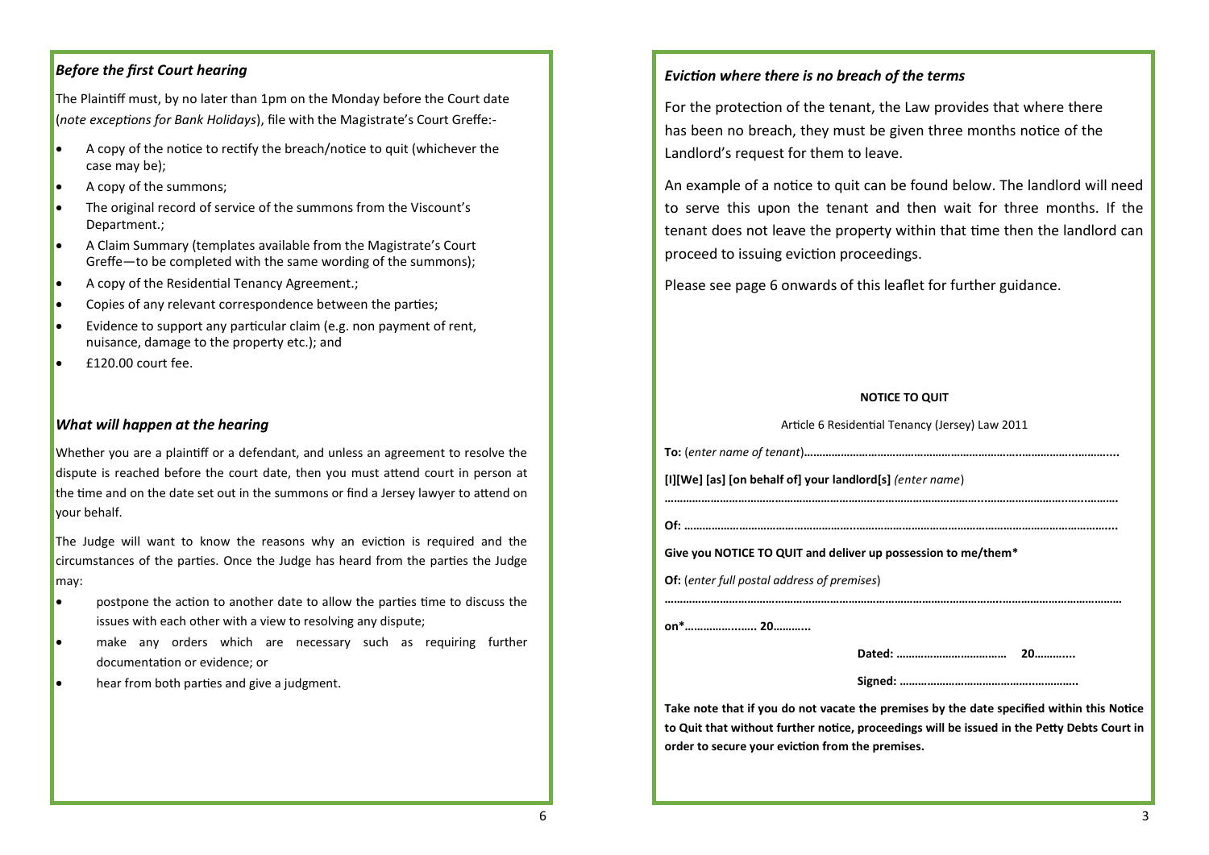### *Before the first Court hearing*

The Plaintiff must, by no later than 1pm on the Monday before the Court date (*note exceptions for Bank Holidays*), file with the Magistrate's Court Greffe:-

- A copy of the notice to rectify the breach/notice to quit (whichever the case may be);
- A copy of the summons;
- The original record of service of the summons from the Viscount's Department.;
- A Claim Summary (templates available from the Magistrate's Court Greffe—to be completed with the same wording of the summons);
- A copy of the Residential Tenancy Agreement.;
- Copies of any relevant correspondence between the parties;
- Evidence to support any particular claim (e.g. non payment of rent, nuisance, damage to the property etc.); and
- £120.00 court fee.

### *What will happen at the hearing*

Whether you are a plaintiff or a defendant, and unless an agreement to resolve the dispute is reached before the court date, then you must attend court in person at the time and on the date set out in the summons or find a Jersey lawyer to attend on your behalf.

The Judge will want to know the reasons why an eviction is required and the circumstances of the parties. Once the Judge has heard from the parties the Judge may:

- postpone the action to another date to allow the parties time to discuss the issues with each other with a view to resolving any dispute;
- make any orders which are necessary such as requiring further documentation or evidence; or
- hear from both parties and give a judgment.

### *Eviction where there is no breach of the terms*

For the protection of the tenant, the Law provides that where there has been no breach, they must be given three months notice of the Landlord's request for them to leave.

An example of a notice to quit can be found below. The landlord will need to serve this upon the tenant and then wait for three months. If the tenant does not leave the property within that time then the landlord can proceed to issuing eviction proceedings.

Please see page 6 onwards of this leaflet for further guidance.

**NOTICE TO QUIT**

Article 6 Residential Tenancy (Jersey) Law 2011

**To:** (*enter name of tenant*)……………………………………………………………………………………...

**[I][We] [as] [on behalf of] your landlord[s]** *(enter name*)

……………………………………………………………………………………………………………………

**Of:** ……………………………………………………………………………………………………………...

**Give you NOTICE TO QUIT and deliver up possession to me/them\***

**Of:** (*enter full postal address of premises*)

……………………………………………………………………………………………………………………

**on\*………………….. 20………..**

**Dated: ………………………………  20………...**

**Signed: …………………………………………….**

**Take note that if you do not vacate the premises by the date specified within this Notice to Quit that without further notice, proceedings will be issued in the Petty Debts Court in order to secure your eviction from the premises.**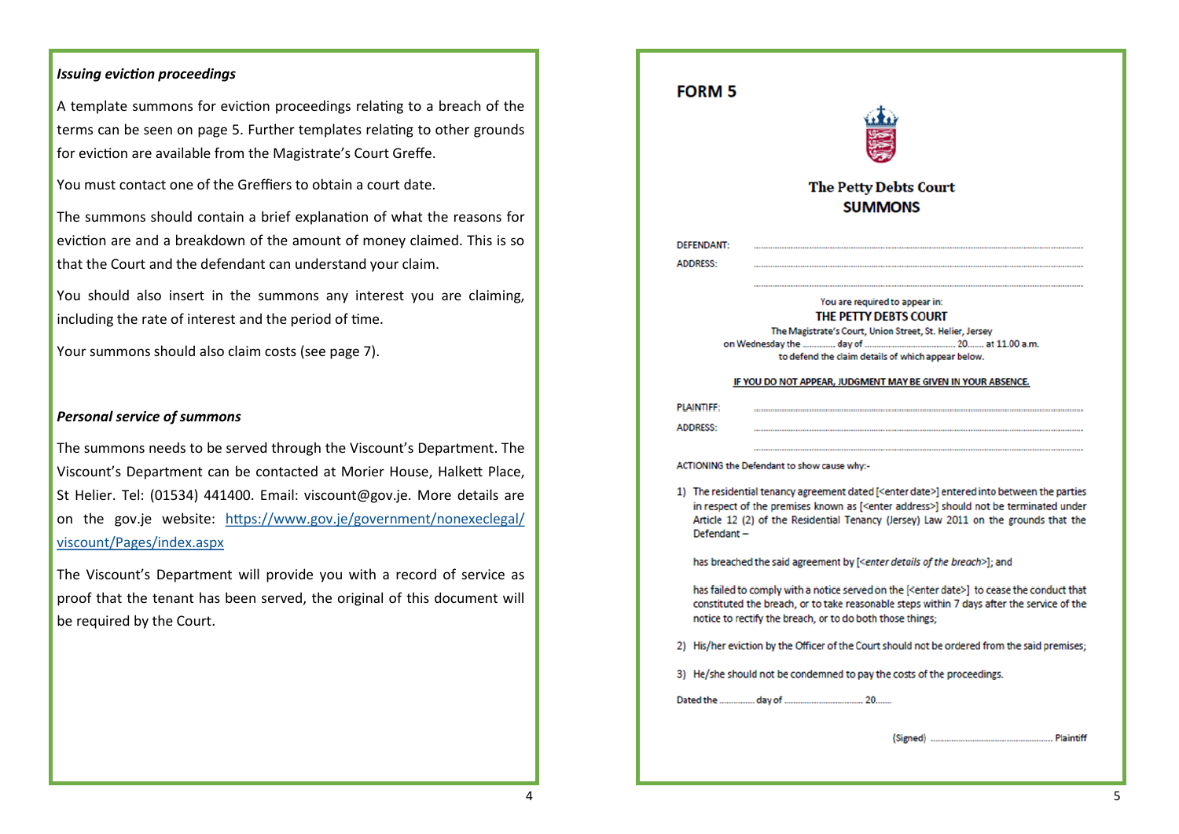### *Issuing eviction proceedings*

A template summons for eviction proceedings relating to a breach of the terms can be seen on page 5. Further templates relating to other grounds for eviction are available from the Magistrate's Court Greffe.

You must contact one of the Greffiers to obtain a court date.

The summons should contain a brief explanation of what the reasons for eviction are and a breakdown of the amount of money claimed. This is so that the Court and the defendant can understand your claim.

You should also insert in the summons any interest you are claiming, including the rate of interest and the period of time.

Your summons should also claim costs (see page 7).

### *Personal service of summons*

The summons needs to be served through the Viscount's Department. The Viscount's Department can be contacted at Morier House, Halkett Place, St Helier. Tel: (01534) 441400. Email: viscount@gov.je. More details are on the gov.je website: https://www.gov.je/government/nonexeclegal/viscount/Pages/index.aspx

The Viscount's Department will provide you with a record of service as proof that the tenant has been served, the original of this document will be required by the Court.

## FORM 5

**The Petty Debts Court**
**SUMMONS**

DEFENDANT: ..............................................................................

ADDRESS: ..............................................................................

..............................................................................

You are required to appear in:
**THE PETTY DEBTS COURT**
The Magistrate's Court, Union Street, St. Helier, Jersey
on Wednesday the ............ day of ...................................... 20....... at 11.00 a.m.
to defend the claim details of which appear below.

**IF YOU DO NOT APPEAR, JUDGMENT MAY BE GIVEN IN YOUR ABSENCE.**

PLAINTIFF: ..............................................................................

ADDRESS: ..............................................................................

..............................................................................

ACTIONING the Defendant to show cause why:-

1) The residential tenancy agreement dated [<enter date>] entered into between the parties in respect of the premises known as [<enter address>] should not be terminated under Article 12 (2) of the Residential Tenancy (Jersey) Law 2011 on the grounds that the Defendant –

   has breached the said agreement by [<*enter details of the breach*>]; and

   has failed to comply with a notice served on the [<enter date>] to cease the conduct that constituted the breach, or to take reasonable steps within 7 days after the service of the notice to rectify the breach, or to do both those things;

2) His/her eviction by the Officer of the Court should not be ordered from the said premises;

3) He/she should not be condemned to pay the costs of the proceedings.

Dated the .............. day of ................................. 20.......

(Signed) ................................................... Plaintiff